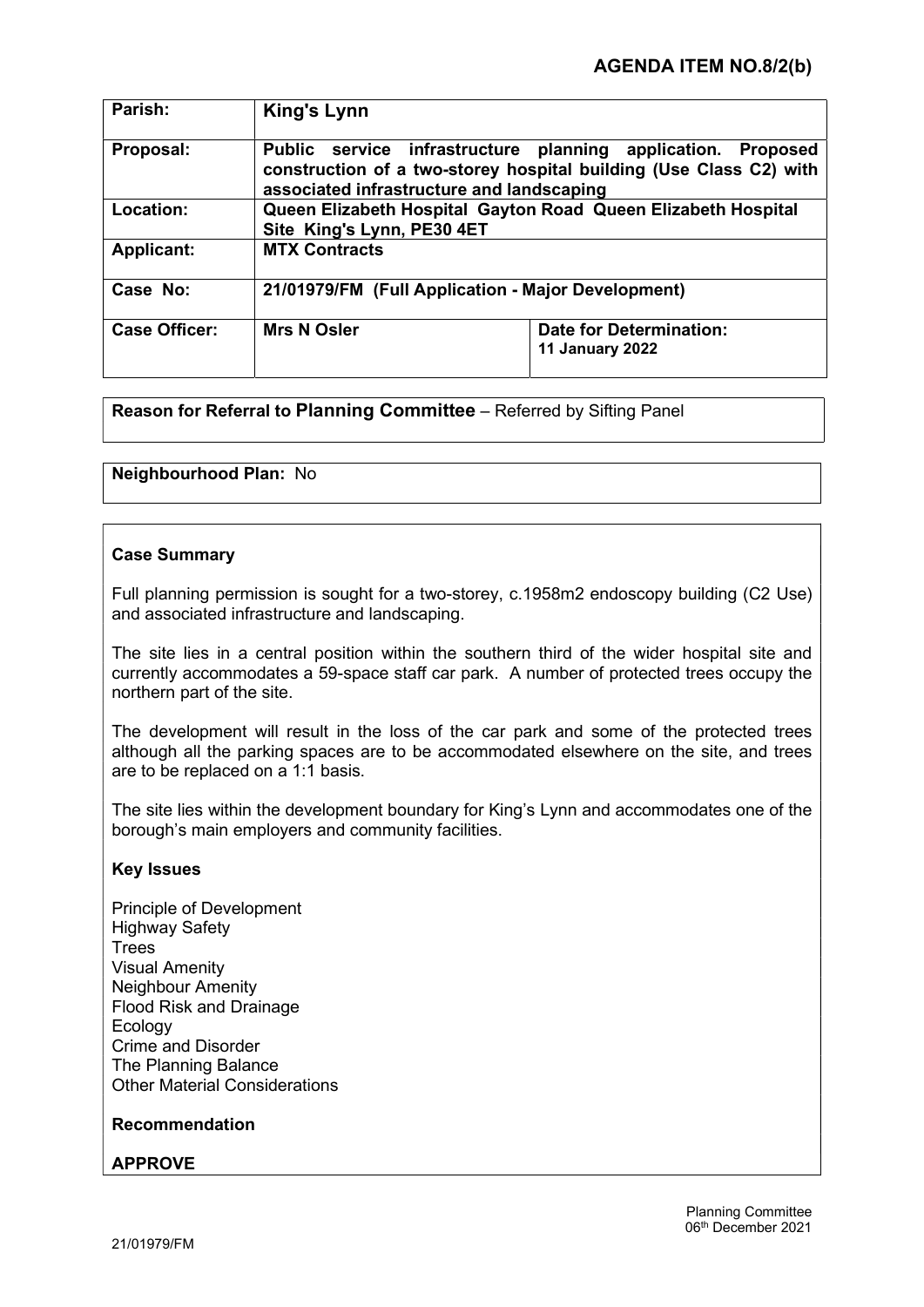**AGENDA ITEM NO.8/2(b)**

| | | |
|---|---|---|
| **Parish:** | **King's Lynn** | |
| **Proposal:** | **Public service infrastructure planning application. Proposed construction of a two-storey hospital building (Use Class C2) with associated infrastructure and landscaping** | |
| **Location:** | **Queen Elizabeth Hospital Gayton Road Queen Elizabeth Hospital Site King's Lynn, PE30 4ET** | |
| **Applicant:** | **MTX Contracts** | |
| **Case No:** | **21/01979/FM (Full Application - Major Development)** | |
| **Case Officer:** | **Mrs N Osler** | **Date for Determination:** **11 January 2022** |

**Reason for Referral to Planning Committee** – Referred by Sifting Panel

**Neighbourhood Plan:** No

**Case Summary**

Full planning permission is sought for a two-storey, c.1958m2 endoscopy building (C2 Use) and associated infrastructure and landscaping.

The site lies in a central position within the southern third of the wider hospital site and currently accommodates a 59-space staff car park. A number of protected trees occupy the northern part of the site.

The development will result in the loss of the car park and some of the protected trees although all the parking spaces are to be accommodated elsewhere on the site, and trees are to be replaced on a 1:1 basis.

The site lies within the development boundary for King's Lynn and accommodates one of the borough's main employers and community facilities.

**Key Issues**

Principle of Development
Highway Safety
Trees
Visual Amenity
Neighbour Amenity
Flood Risk and Drainage
Ecology
Crime and Disorder
The Planning Balance
Other Material Considerations

**Recommendation**

**APPROVE**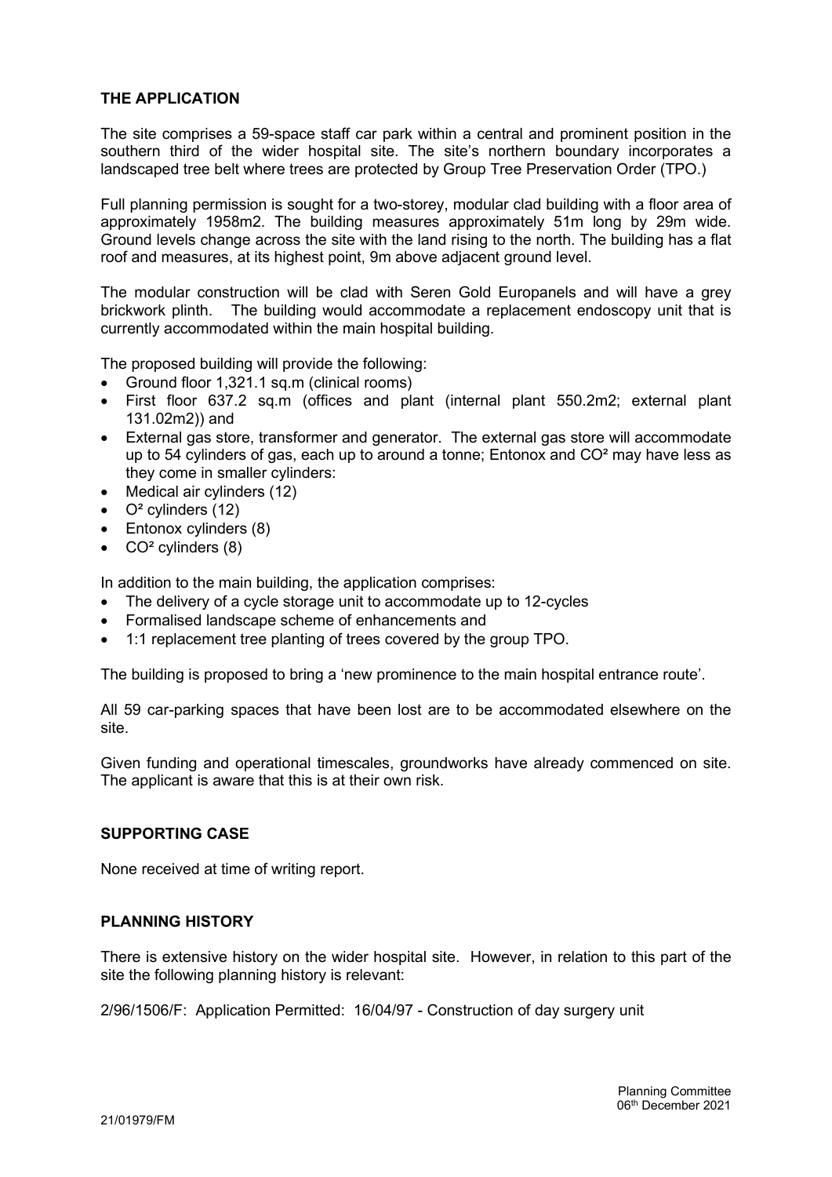## THE APPLICATION

The site comprises a 59-space staff car park within a central and prominent position in the southern third of the wider hospital site. The site's northern boundary incorporates a landscaped tree belt where trees are protected by Group Tree Preservation Order (TPO.)

Full planning permission is sought for a two-storey, modular clad building with a floor area of approximately 1958m2. The building measures approximately 51m long by 29m wide. Ground levels change across the site with the land rising to the north. The building has a flat roof and measures, at its highest point, 9m above adjacent ground level.

The modular construction will be clad with Seren Gold Europanels and will have a grey brickwork plinth. The building would accommodate a replacement endoscopy unit that is currently accommodated within the main hospital building.

The proposed building will provide the following:

- Ground floor 1,321.1 sq.m (clinical rooms)
- First floor 637.2 sq.m (offices and plant (internal plant 550.2m2; external plant 131.02m2)) and
- External gas store, transformer and generator. The external gas store will accommodate up to 54 cylinders of gas, each up to around a tonne; Entonox and $CO^2$ may have less as they come in smaller cylinders:
- Medical air cylinders (12)
- $O^2$ cylinders (12)
- Entonox cylinders (8)
- $CO^2$ cylinders (8)

In addition to the main building, the application comprises:

- The delivery of a cycle storage unit to accommodate up to 12-cycles
- Formalised landscape scheme of enhancements and
- 1:1 replacement tree planting of trees covered by the group TPO.

The building is proposed to bring a 'new prominence to the main hospital entrance route'.

All 59 car-parking spaces that have been lost are to be accommodated elsewhere on the site.

Given funding and operational timescales, groundworks have already commenced on site. The applicant is aware that this is at their own risk.

## SUPPORTING CASE

None received at time of writing report.

## PLANNING HISTORY

There is extensive history on the wider hospital site. However, in relation to this part of the site the following planning history is relevant:

2/96/1506/F: Application Permitted: 16/04/97 - Construction of day surgery unit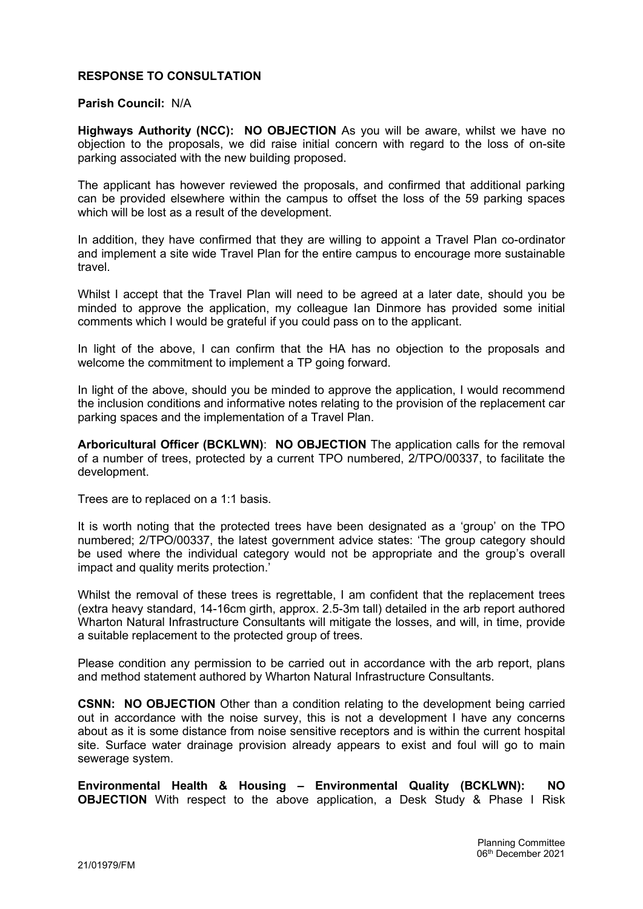**RESPONSE TO CONSULTATION**

**Parish Council:** N/A

**Highways Authority (NCC): NO OBJECTION** As you will be aware, whilst we have no objection to the proposals, we did raise initial concern with regard to the loss of on-site parking associated with the new building proposed.

The applicant has however reviewed the proposals, and confirmed that additional parking can be provided elsewhere within the campus to offset the loss of the 59 parking spaces which will be lost as a result of the development.

In addition, they have confirmed that they are willing to appoint a Travel Plan co-ordinator and implement a site wide Travel Plan for the entire campus to encourage more sustainable travel.

Whilst I accept that the Travel Plan will need to be agreed at a later date, should you be minded to approve the application, my colleague Ian Dinmore has provided some initial comments which I would be grateful if you could pass on to the applicant.

In light of the above, I can confirm that the HA has no objection to the proposals and welcome the commitment to implement a TP going forward.

In light of the above, should you be minded to approve the application, I would recommend the inclusion conditions and informative notes relating to the provision of the replacement car parking spaces and the implementation of a Travel Plan.

**Arboricultural Officer (BCKLWN)**: **NO OBJECTION** The application calls for the removal of a number of trees, protected by a current TPO numbered, 2/TPO/00337, to facilitate the development.

Trees are to replaced on a 1:1 basis.

It is worth noting that the protected trees have been designated as a 'group' on the TPO numbered; 2/TPO/00337, the latest government advice states: 'The group category should be used where the individual category would not be appropriate and the group's overall impact and quality merits protection.'

Whilst the removal of these trees is regrettable, I am confident that the replacement trees (extra heavy standard, 14-16cm girth, approx. 2.5-3m tall) detailed in the arb report authored Wharton Natural Infrastructure Consultants will mitigate the losses, and will, in time, provide a suitable replacement to the protected group of trees.

Please condition any permission to be carried out in accordance with the arb report, plans and method statement authored by Wharton Natural Infrastructure Consultants.

**CSNN: NO OBJECTION** Other than a condition relating to the development being carried out in accordance with the noise survey, this is not a development I have any concerns about as it is some distance from noise sensitive receptors and is within the current hospital site. Surface water drainage provision already appears to exist and foul will go to main sewerage system.

**Environmental Health & Housing – Environmental Quality (BCKLWN): NO OBJECTION** With respect to the above application, a Desk Study & Phase I Risk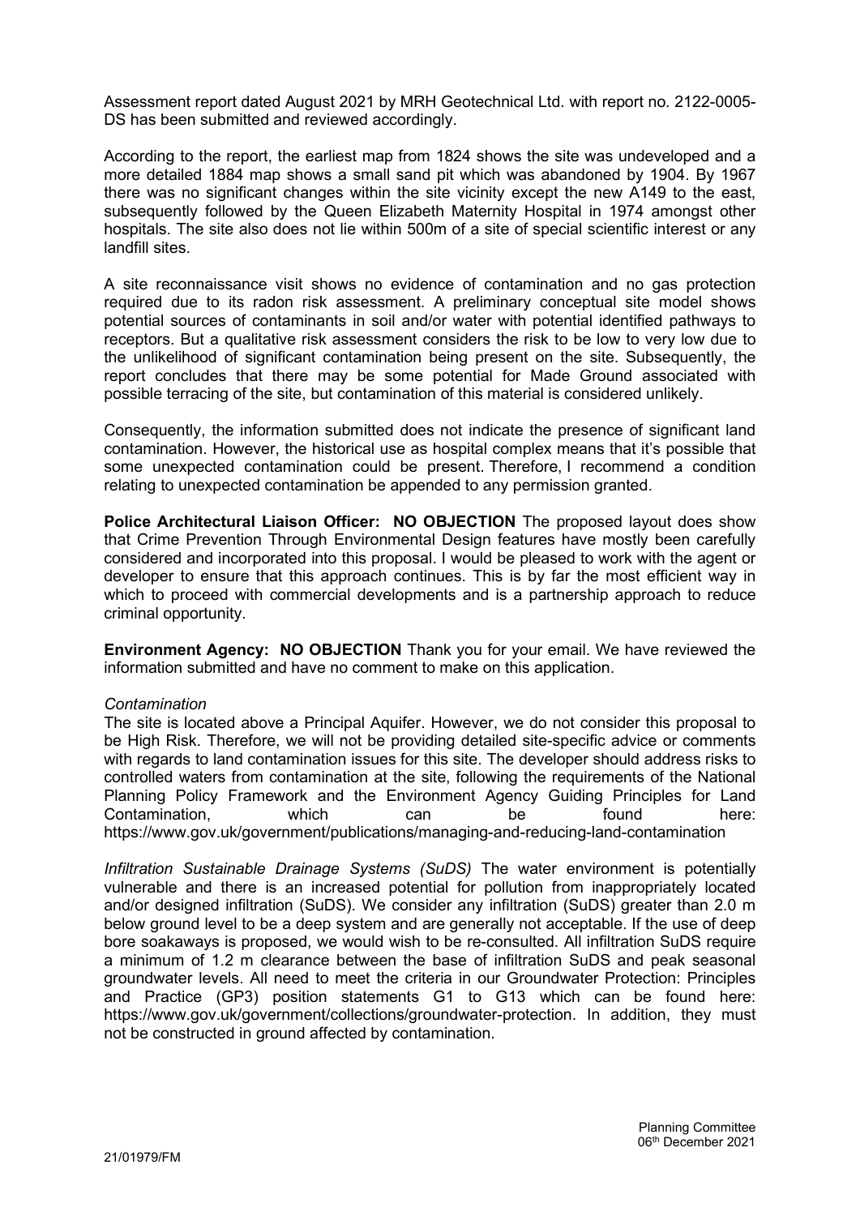Assessment report dated August 2021 by MRH Geotechnical Ltd. with report no. 2122-0005-DS has been submitted and reviewed accordingly.

According to the report, the earliest map from 1824 shows the site was undeveloped and a more detailed 1884 map shows a small sand pit which was abandoned by 1904. By 1967 there was no significant changes within the site vicinity except the new A149 to the east, subsequently followed by the Queen Elizabeth Maternity Hospital in 1974 amongst other hospitals. The site also does not lie within 500m of a site of special scientific interest or any landfill sites.

A site reconnaissance visit shows no evidence of contamination and no gas protection required due to its radon risk assessment. A preliminary conceptual site model shows potential sources of contaminants in soil and/or water with potential identified pathways to receptors. But a qualitative risk assessment considers the risk to be low to very low due to the unlikelihood of significant contamination being present on the site. Subsequently, the report concludes that there may be some potential for Made Ground associated with possible terracing of the site, but contamination of this material is considered unlikely.

Consequently, the information submitted does not indicate the presence of significant land contamination. However, the historical use as hospital complex means that it's possible that some unexpected contamination could be present. Therefore, I recommend a condition relating to unexpected contamination be appended to any permission granted.

**Police Architectural Liaison Officer: NO OBJECTION** The proposed layout does show that Crime Prevention Through Environmental Design features have mostly been carefully considered and incorporated into this proposal. I would be pleased to work with the agent or developer to ensure that this approach continues. This is by far the most efficient way in which to proceed with commercial developments and is a partnership approach to reduce criminal opportunity.

**Environment Agency: NO OBJECTION** Thank you for your email. We have reviewed the information submitted and have no comment to make on this application.

*Contamination*
The site is located above a Principal Aquifer. However, we do not consider this proposal to be High Risk. Therefore, we will not be providing detailed site-specific advice or comments with regards to land contamination issues for this site. The developer should address risks to controlled waters from contamination at the site, following the requirements of the National Planning Policy Framework and the Environment Agency Guiding Principles for Land Contamination, which can be found here: https://www.gov.uk/government/publications/managing-and-reducing-land-contamination

*Infiltration Sustainable Drainage Systems (SuDS)* The water environment is potentially vulnerable and there is an increased potential for pollution from inappropriately located and/or designed infiltration (SuDS). We consider any infiltration (SuDS) greater than 2.0 m below ground level to be a deep system and are generally not acceptable. If the use of deep bore soakaways is proposed, we would wish to be re-consulted. All infiltration SuDS require a minimum of 1.2 m clearance between the base of infiltration SuDS and peak seasonal groundwater levels. All need to meet the criteria in our Groundwater Protection: Principles and Practice (GP3) position statements G1 to G13 which can be found here: https://www.gov.uk/government/collections/groundwater-protection. In addition, they must not be constructed in ground affected by contamination.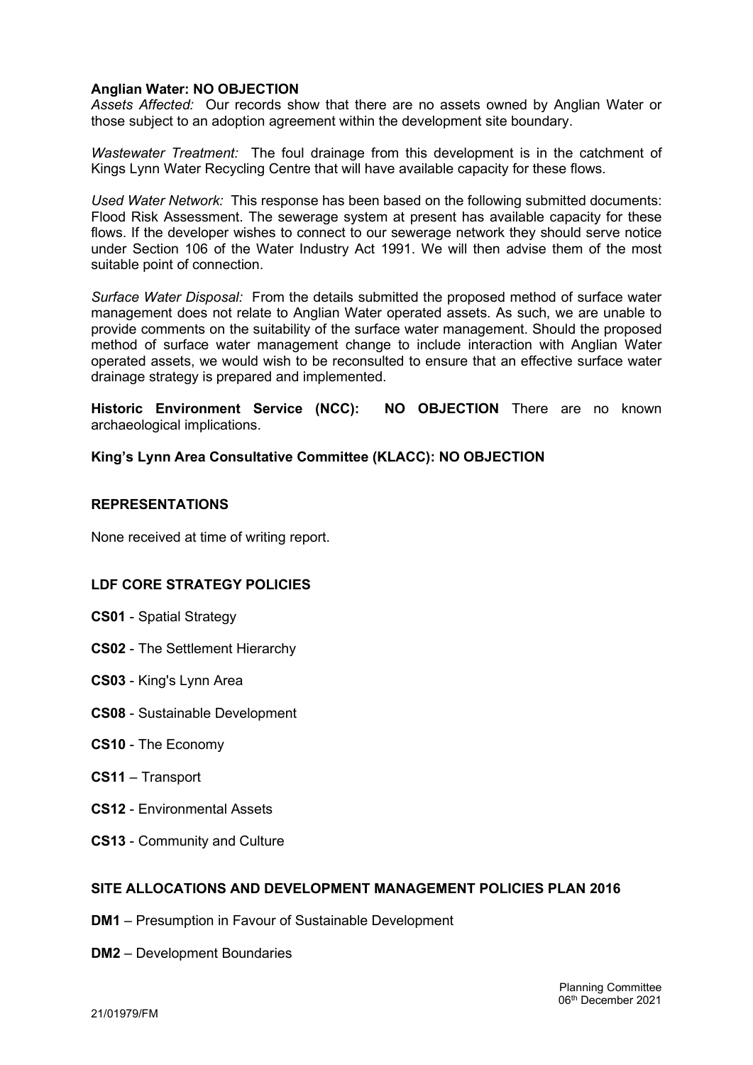**Anglian Water: NO OBJECTION**
*Assets Affected:* Our records show that there are no assets owned by Anglian Water or those subject to an adoption agreement within the development site boundary.

*Wastewater Treatment:* The foul drainage from this development is in the catchment of Kings Lynn Water Recycling Centre that will have available capacity for these flows.

*Used Water Network:* This response has been based on the following submitted documents: Flood Risk Assessment. The sewerage system at present has available capacity for these flows. If the developer wishes to connect to our sewerage network they should serve notice under Section 106 of the Water Industry Act 1991. We will then advise them of the most suitable point of connection.

*Surface Water Disposal:* From the details submitted the proposed method of surface water management does not relate to Anglian Water operated assets. As such, we are unable to provide comments on the suitability of the surface water management. Should the proposed method of surface water management change to include interaction with Anglian Water operated assets, we would wish to be reconsulted to ensure that an effective surface water drainage strategy is prepared and implemented.

**Historic Environment Service (NCC): NO OBJECTION** There are no known archaeological implications.

**King's Lynn Area Consultative Committee (KLACC): NO OBJECTION**

## REPRESENTATIONS

None received at time of writing report.

## LDF CORE STRATEGY POLICIES

**CS01** - Spatial Strategy

**CS02** - The Settlement Hierarchy

**CS03** - King's Lynn Area

**CS08** - Sustainable Development

**CS10** - The Economy

**CS11** – Transport

**CS12** - Environmental Assets

**CS13** - Community and Culture

## SITE ALLOCATIONS AND DEVELOPMENT MANAGEMENT POLICIES PLAN 2016

**DM1** – Presumption in Favour of Sustainable Development

**DM2** – Development Boundaries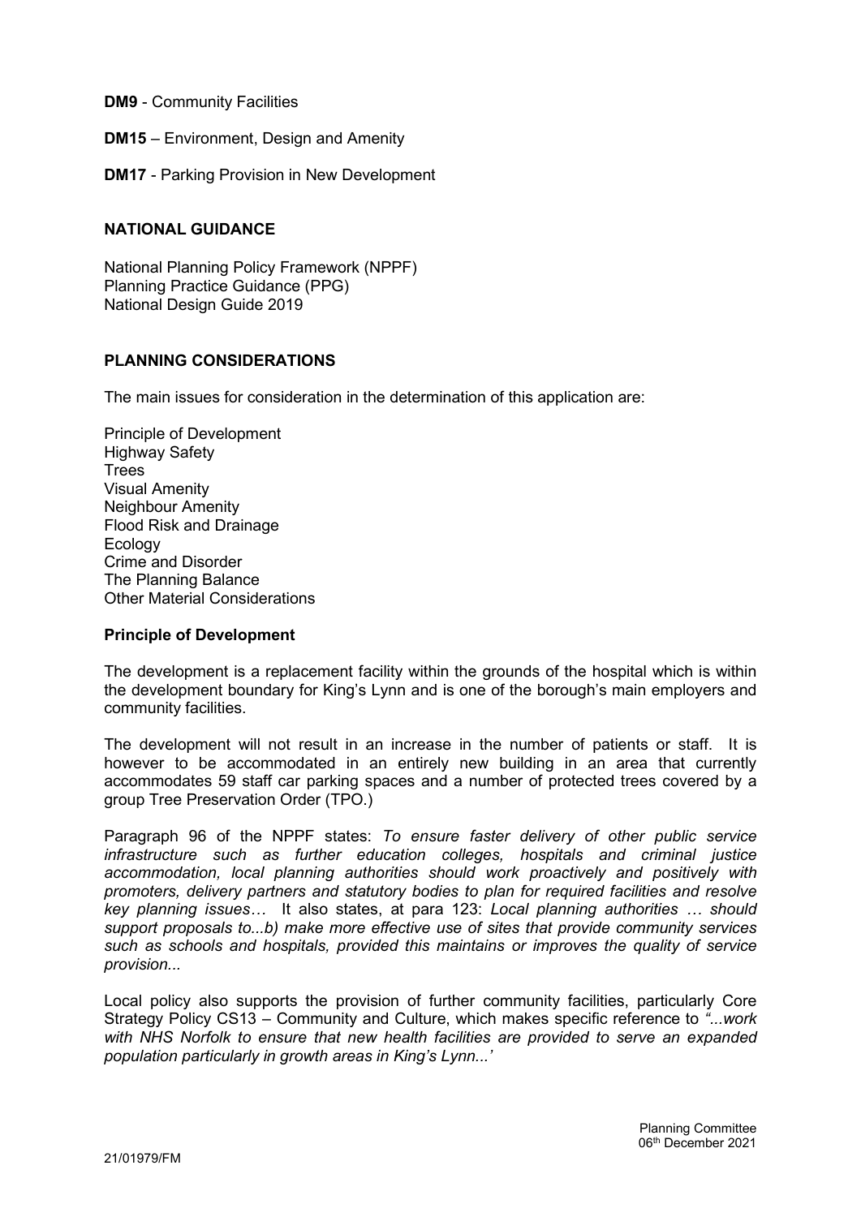**DM9** - Community Facilities

**DM15** – Environment, Design and Amenity

**DM17** - Parking Provision in New Development

## NATIONAL GUIDANCE

National Planning Policy Framework (NPPF)
Planning Practice Guidance (PPG)
National Design Guide 2019

## PLANNING CONSIDERATIONS

The main issues for consideration in the determination of this application are:

Principle of Development
Highway Safety
Trees
Visual Amenity
Neighbour Amenity
Flood Risk and Drainage
Ecology
Crime and Disorder
The Planning Balance
Other Material Considerations

### Principle of Development

The development is a replacement facility within the grounds of the hospital which is within the development boundary for King's Lynn and is one of the borough's main employers and community facilities.

The development will not result in an increase in the number of patients or staff. It is however to be accommodated in an entirely new building in an area that currently accommodates 59 staff car parking spaces and a number of protected trees covered by a group Tree Preservation Order (TPO.)

Paragraph 96 of the NPPF states: *To ensure faster delivery of other public service infrastructure such as further education colleges, hospitals and criminal justice accommodation, local planning authorities should work proactively and positively with promoters, delivery partners and statutory bodies to plan for required facilities and resolve key planning issues…* It also states, at para 123: *Local planning authorities … should support proposals to...b) make more effective use of sites that provide community services such as schools and hospitals, provided this maintains or improves the quality of service provision...*

Local policy also supports the provision of further community facilities, particularly Core Strategy Policy CS13 – Community and Culture, which makes specific reference to *"...work with NHS Norfolk to ensure that new health facilities are provided to serve an expanded population particularly in growth areas in King's Lynn...'*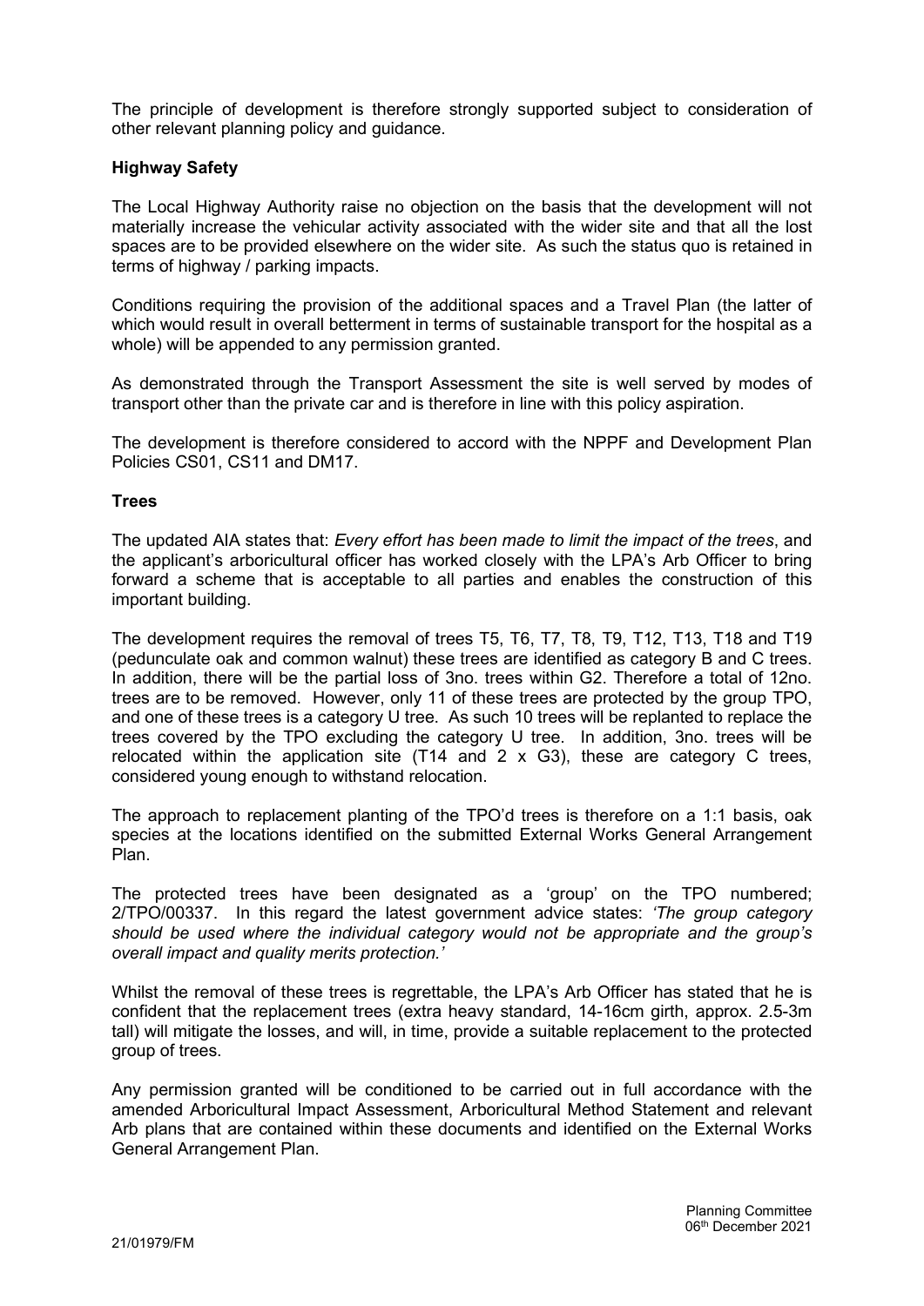The principle of development is therefore strongly supported subject to consideration of other relevant planning policy and guidance.

**Highway Safety**

The Local Highway Authority raise no objection on the basis that the development will not materially increase the vehicular activity associated with the wider site and that all the lost spaces are to be provided elsewhere on the wider site. As such the status quo is retained in terms of highway / parking impacts.

Conditions requiring the provision of the additional spaces and a Travel Plan (the latter of which would result in overall betterment in terms of sustainable transport for the hospital as a whole) will be appended to any permission granted.

As demonstrated through the Transport Assessment the site is well served by modes of transport other than the private car and is therefore in line with this policy aspiration.

The development is therefore considered to accord with the NPPF and Development Plan Policies CS01, CS11 and DM17.

**Trees**

The updated AIA states that: *Every effort has been made to limit the impact of the trees*, and the applicant's arboricultural officer has worked closely with the LPA's Arb Officer to bring forward a scheme that is acceptable to all parties and enables the construction of this important building.

The development requires the removal of trees T5, T6, T7, T8, T9, T12, T13, T18 and T19 (pedunculate oak and common walnut) these trees are identified as category B and C trees. In addition, there will be the partial loss of 3no. trees within G2. Therefore a total of 12no. trees are to be removed. However, only 11 of these trees are protected by the group TPO, and one of these trees is a category U tree. As such 10 trees will be replanted to replace the trees covered by the TPO excluding the category U tree. In addition, 3no. trees will be relocated within the application site (T14 and 2 x G3), these are category C trees, considered young enough to withstand relocation.

The approach to replacement planting of the TPO'd trees is therefore on a 1:1 basis, oak species at the locations identified on the submitted External Works General Arrangement Plan.

The protected trees have been designated as a 'group' on the TPO numbered; 2/TPO/00337. In this regard the latest government advice states: *'The group category should be used where the individual category would not be appropriate and the group's overall impact and quality merits protection.'*

Whilst the removal of these trees is regrettable, the LPA's Arb Officer has stated that he is confident that the replacement trees (extra heavy standard, 14-16cm girth, approx. 2.5-3m tall) will mitigate the losses, and will, in time, provide a suitable replacement to the protected group of trees.

Any permission granted will be conditioned to be carried out in full accordance with the amended Arboricultural Impact Assessment, Arboricultural Method Statement and relevant Arb plans that are contained within these documents and identified on the External Works General Arrangement Plan.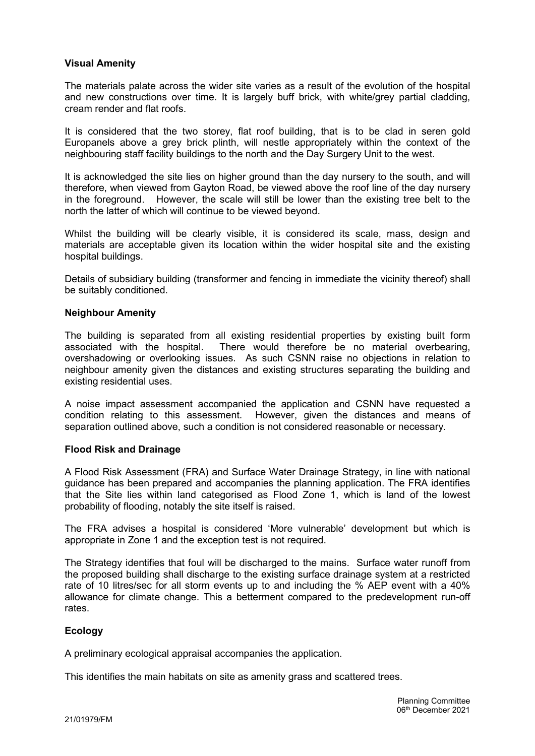**Visual Amenity**

The materials palate across the wider site varies as a result of the evolution of the hospital and new constructions over time. It is largely buff brick, with white/grey partial cladding, cream render and flat roofs.

It is considered that the two storey, flat roof building, that is to be clad in seren gold Europanels above a grey brick plinth, will nestle appropriately within the context of the neighbouring staff facility buildings to the north and the Day Surgery Unit to the west.

It is acknowledged the site lies on higher ground than the day nursery to the south, and will therefore, when viewed from Gayton Road, be viewed above the roof line of the day nursery in the foreground. However, the scale will still be lower than the existing tree belt to the north the latter of which will continue to be viewed beyond.

Whilst the building will be clearly visible, it is considered its scale, mass, design and materials are acceptable given its location within the wider hospital site and the existing hospital buildings.

Details of subsidiary building (transformer and fencing in immediate the vicinity thereof) shall be suitably conditioned.

**Neighbour Amenity**

The building is separated from all existing residential properties by existing built form associated with the hospital. There would therefore be no material overbearing, overshadowing or overlooking issues. As such CSNN raise no objections in relation to neighbour amenity given the distances and existing structures separating the building and existing residential uses.

A noise impact assessment accompanied the application and CSNN have requested a condition relating to this assessment. However, given the distances and means of separation outlined above, such a condition is not considered reasonable or necessary.

**Flood Risk and Drainage**

A Flood Risk Assessment (FRA) and Surface Water Drainage Strategy, in line with national guidance has been prepared and accompanies the planning application. The FRA identifies that the Site lies within land categorised as Flood Zone 1, which is land of the lowest probability of flooding, notably the site itself is raised.

The FRA advises a hospital is considered 'More vulnerable' development but which is appropriate in Zone 1 and the exception test is not required.

The Strategy identifies that foul will be discharged to the mains. Surface water runoff from the proposed building shall discharge to the existing surface drainage system at a restricted rate of 10 litres/sec for all storm events up to and including the % AEP event with a 40% allowance for climate change. This a betterment compared to the predevelopment run-off rates.

**Ecology**

A preliminary ecological appraisal accompanies the application.

This identifies the main habitats on site as amenity grass and scattered trees.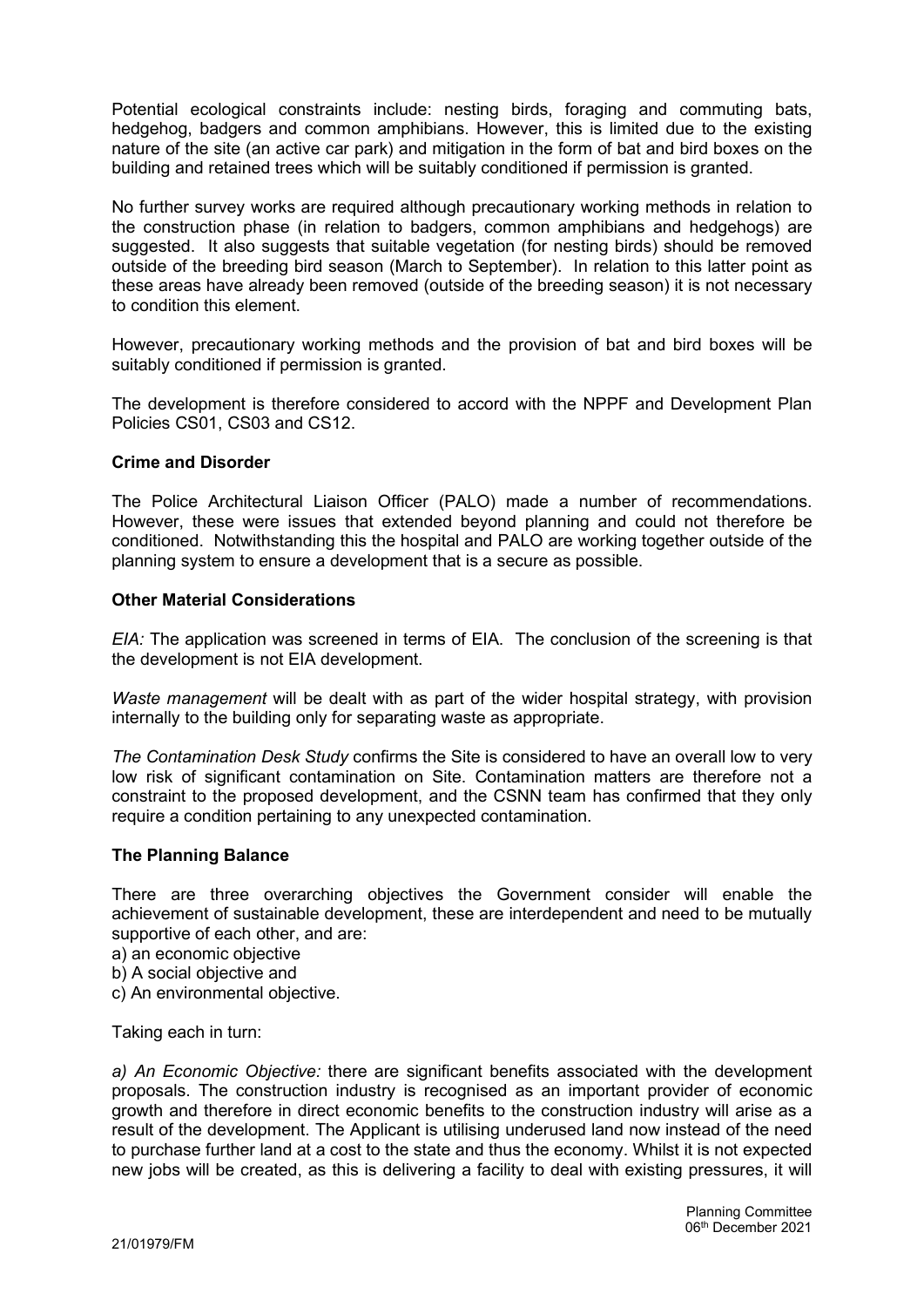Potential ecological constraints include: nesting birds, foraging and commuting bats, hedgehog, badgers and common amphibians. However, this is limited due to the existing nature of the site (an active car park) and mitigation in the form of bat and bird boxes on the building and retained trees which will be suitably conditioned if permission is granted.

No further survey works are required although precautionary working methods in relation to the construction phase (in relation to badgers, common amphibians and hedgehogs) are suggested. It also suggests that suitable vegetation (for nesting birds) should be removed outside of the breeding bird season (March to September). In relation to this latter point as these areas have already been removed (outside of the breeding season) it is not necessary to condition this element.

However, precautionary working methods and the provision of bat and bird boxes will be suitably conditioned if permission is granted.

The development is therefore considered to accord with the NPPF and Development Plan Policies CS01, CS03 and CS12.

**Crime and Disorder**

The Police Architectural Liaison Officer (PALO) made a number of recommendations. However, these were issues that extended beyond planning and could not therefore be conditioned. Notwithstanding this the hospital and PALO are working together outside of the planning system to ensure a development that is a secure as possible.

**Other Material Considerations**

*EIA:* The application was screened in terms of EIA. The conclusion of the screening is that the development is not EIA development.

*Waste management* will be dealt with as part of the wider hospital strategy, with provision internally to the building only for separating waste as appropriate.

*The Contamination Desk Study* confirms the Site is considered to have an overall low to very low risk of significant contamination on Site. Contamination matters are therefore not a constraint to the proposed development, and the CSNN team has confirmed that they only require a condition pertaining to any unexpected contamination.

**The Planning Balance**

There are three overarching objectives the Government consider will enable the achievement of sustainable development, these are interdependent and need to be mutually supportive of each other, and are:

a) an economic objective
b) A social objective and
c) An environmental objective.

Taking each in turn:

*a) An Economic Objective:* there are significant benefits associated with the development proposals. The construction industry is recognised as an important provider of economic growth and therefore in direct economic benefits to the construction industry will arise as a result of the development. The Applicant is utilising underused land now instead of the need to purchase further land at a cost to the state and thus the economy. Whilst it is not expected new jobs will be created, as this is delivering a facility to deal with existing pressures, it will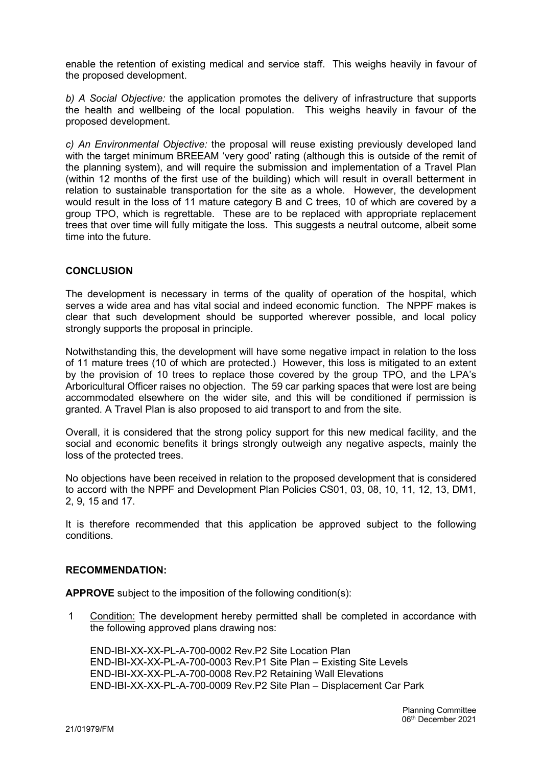enable the retention of existing medical and service staff. This weighs heavily in favour of the proposed development.

*b) A Social Objective:* the application promotes the delivery of infrastructure that supports the health and wellbeing of the local population. This weighs heavily in favour of the proposed development.

*c) An Environmental Objective:* the proposal will reuse existing previously developed land with the target minimum BREEAM 'very good' rating (although this is outside of the remit of the planning system), and will require the submission and implementation of a Travel Plan (within 12 months of the first use of the building) which will result in overall betterment in relation to sustainable transportation for the site as a whole. However, the development would result in the loss of 11 mature category B and C trees, 10 of which are covered by a group TPO, which is regrettable. These are to be replaced with appropriate replacement trees that over time will fully mitigate the loss. This suggests a neutral outcome, albeit some time into the future.

## CONCLUSION

The development is necessary in terms of the quality of operation of the hospital, which serves a wide area and has vital social and indeed economic function. The NPPF makes is clear that such development should be supported wherever possible, and local policy strongly supports the proposal in principle.

Notwithstanding this, the development will have some negative impact in relation to the loss of 11 mature trees (10 of which are protected.) However, this loss is mitigated to an extent by the provision of 10 trees to replace those covered by the group TPO, and the LPA's Arboricultural Officer raises no objection. The 59 car parking spaces that were lost are being accommodated elsewhere on the wider site, and this will be conditioned if permission is granted. A Travel Plan is also proposed to aid transport to and from the site.

Overall, it is considered that the strong policy support for this new medical facility, and the social and economic benefits it brings strongly outweigh any negative aspects, mainly the loss of the protected trees.

No objections have been received in relation to the proposed development that is considered to accord with the NPPF and Development Plan Policies CS01, 03, 08, 10, 11, 12, 13, DM1, 2, 9, 15 and 17.

It is therefore recommended that this application be approved subject to the following conditions.

## RECOMMENDATION:

**APPROVE** subject to the imposition of the following condition(s):

1 Condition: The development hereby permitted shall be completed in accordance with the following approved plans drawing nos:

END-IBI-XX-XX-PL-A-700-0002 Rev.P2 Site Location Plan
END-IBI-XX-XX-PL-A-700-0003 Rev.P1 Site Plan – Existing Site Levels
END-IBI-XX-XX-PL-A-700-0008 Rev.P2 Retaining Wall Elevations
END-IBI-XX-XX-PL-A-700-0009 Rev.P2 Site Plan – Displacement Car Park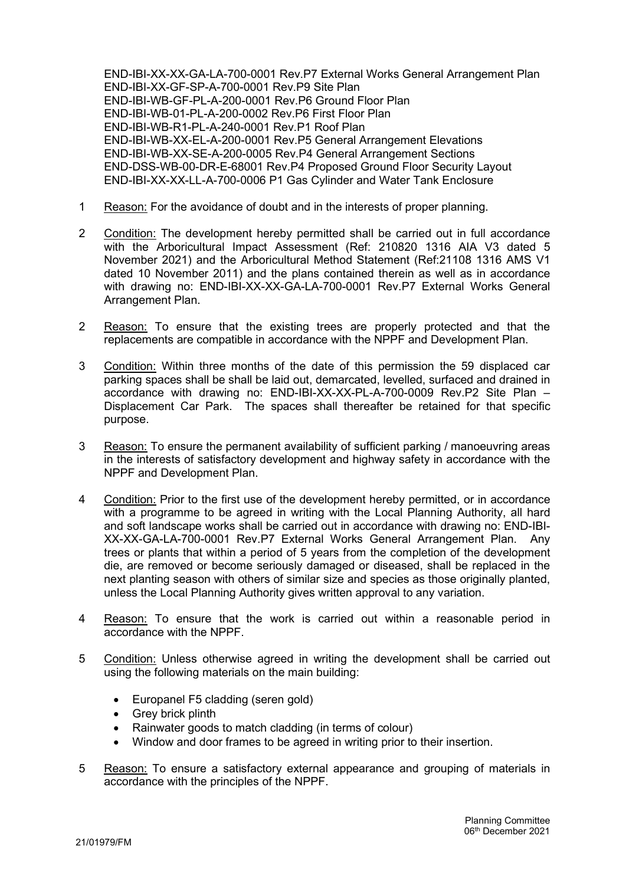END-IBI-XX-XX-GA-LA-700-0001 Rev.P7 External Works General Arrangement Plan
END-IBI-XX-GF-SP-A-700-0001 Rev.P9 Site Plan
END-IBI-WB-GF-PL-A-200-0001 Rev.P6 Ground Floor Plan
END-IBI-WB-01-PL-A-200-0002 Rev.P6 First Floor Plan
END-IBI-WB-R1-PL-A-240-0001 Rev.P1 Roof Plan
END-IBI-WB-XX-EL-A-200-0001 Rev.P5 General Arrangement Elevations
END-IBI-WB-XX-SE-A-200-0005 Rev.P4 General Arrangement Sections
END-DSS-WB-00-DR-E-68001 Rev.P4 Proposed Ground Floor Security Layout
END-IBI-XX-XX-LL-A-700-0006 P1 Gas Cylinder and Water Tank Enclosure

1 Reason: For the avoidance of doubt and in the interests of proper planning.

2 Condition: The development hereby permitted shall be carried out in full accordance with the Arboricultural Impact Assessment (Ref: 210820 1316 AIA V3 dated 5 November 2021) and the Arboricultural Method Statement (Ref:21108 1316 AMS V1 dated 10 November 2011) and the plans contained therein as well as in accordance with drawing no: END-IBI-XX-XX-GA-LA-700-0001 Rev.P7 External Works General Arrangement Plan.

2 Reason: To ensure that the existing trees are properly protected and that the replacements are compatible in accordance with the NPPF and Development Plan.

3 Condition: Within three months of the date of this permission the 59 displaced car parking spaces shall be shall be laid out, demarcated, levelled, surfaced and drained in accordance with drawing no: END-IBI-XX-XX-PL-A-700-0009 Rev.P2 Site Plan – Displacement Car Park. The spaces shall thereafter be retained for that specific purpose.

3 Reason: To ensure the permanent availability of sufficient parking / manoeuvring areas in the interests of satisfactory development and highway safety in accordance with the NPPF and Development Plan.

4 Condition: Prior to the first use of the development hereby permitted, or in accordance with a programme to be agreed in writing with the Local Planning Authority, all hard and soft landscape works shall be carried out in accordance with drawing no: END-IBI-XX-XX-GA-LA-700-0001 Rev.P7 External Works General Arrangement Plan. Any trees or plants that within a period of 5 years from the completion of the development die, are removed or become seriously damaged or diseased, shall be replaced in the next planting season with others of similar size and species as those originally planted, unless the Local Planning Authority gives written approval to any variation.

4 Reason: To ensure that the work is carried out within a reasonable period in accordance with the NPPF.

5 Condition: Unless otherwise agreed in writing the development shall be carried out using the following materials on the main building:

- Europanel F5 cladding (seren gold)
- Grey brick plinth
- Rainwater goods to match cladding (in terms of colour)
- Window and door frames to be agreed in writing prior to their insertion.

5 Reason: To ensure a satisfactory external appearance and grouping of materials in accordance with the principles of the NPPF.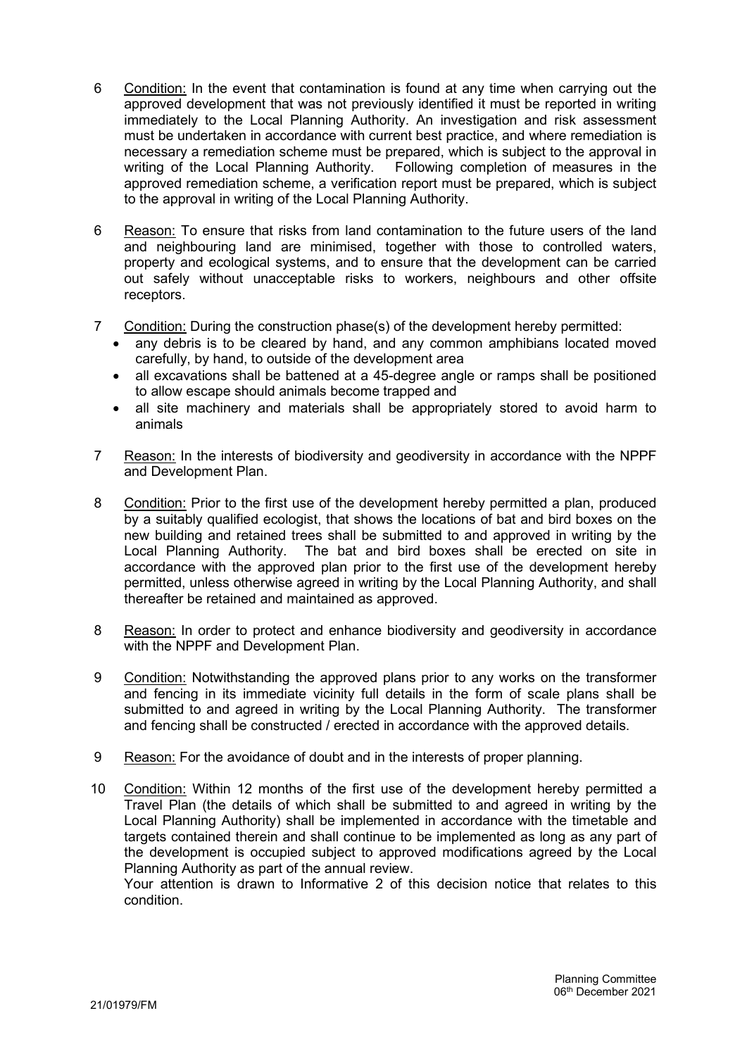6 Condition: In the event that contamination is found at any time when carrying out the approved development that was not previously identified it must be reported in writing immediately to the Local Planning Authority. An investigation and risk assessment must be undertaken in accordance with current best practice, and where remediation is necessary a remediation scheme must be prepared, which is subject to the approval in writing of the Local Planning Authority. Following completion of measures in the approved remediation scheme, a verification report must be prepared, which is subject to the approval in writing of the Local Planning Authority.

6 Reason: To ensure that risks from land contamination to the future users of the land and neighbouring land are minimised, together with those to controlled waters, property and ecological systems, and to ensure that the development can be carried out safely without unacceptable risks to workers, neighbours and other offsite receptors.

7 Condition: During the construction phase(s) of the development hereby permitted:

- any debris is to be cleared by hand, and any common amphibians located moved carefully, by hand, to outside of the development area
- all excavations shall be battened at a 45-degree angle or ramps shall be positioned to allow escape should animals become trapped and
- all site machinery and materials shall be appropriately stored to avoid harm to animals

7 Reason: In the interests of biodiversity and geodiversity in accordance with the NPPF and Development Plan.

8 Condition: Prior to the first use of the development hereby permitted a plan, produced by a suitably qualified ecologist, that shows the locations of bat and bird boxes on the new building and retained trees shall be submitted to and approved in writing by the Local Planning Authority. The bat and bird boxes shall be erected on site in accordance with the approved plan prior to the first use of the development hereby permitted, unless otherwise agreed in writing by the Local Planning Authority, and shall thereafter be retained and maintained as approved.

8 Reason: In order to protect and enhance biodiversity and geodiversity in accordance with the NPPF and Development Plan.

9 Condition: Notwithstanding the approved plans prior to any works on the transformer and fencing in its immediate vicinity full details in the form of scale plans shall be submitted to and agreed in writing by the Local Planning Authority. The transformer and fencing shall be constructed / erected in accordance with the approved details.

9 Reason: For the avoidance of doubt and in the interests of proper planning.

10 Condition: Within 12 months of the first use of the development hereby permitted a Travel Plan (the details of which shall be submitted to and agreed in writing by the Local Planning Authority) shall be implemented in accordance with the timetable and targets contained therein and shall continue to be implemented as long as any part of the development is occupied subject to approved modifications agreed by the Local Planning Authority as part of the annual review.
Your attention is drawn to Informative 2 of this decision notice that relates to this condition.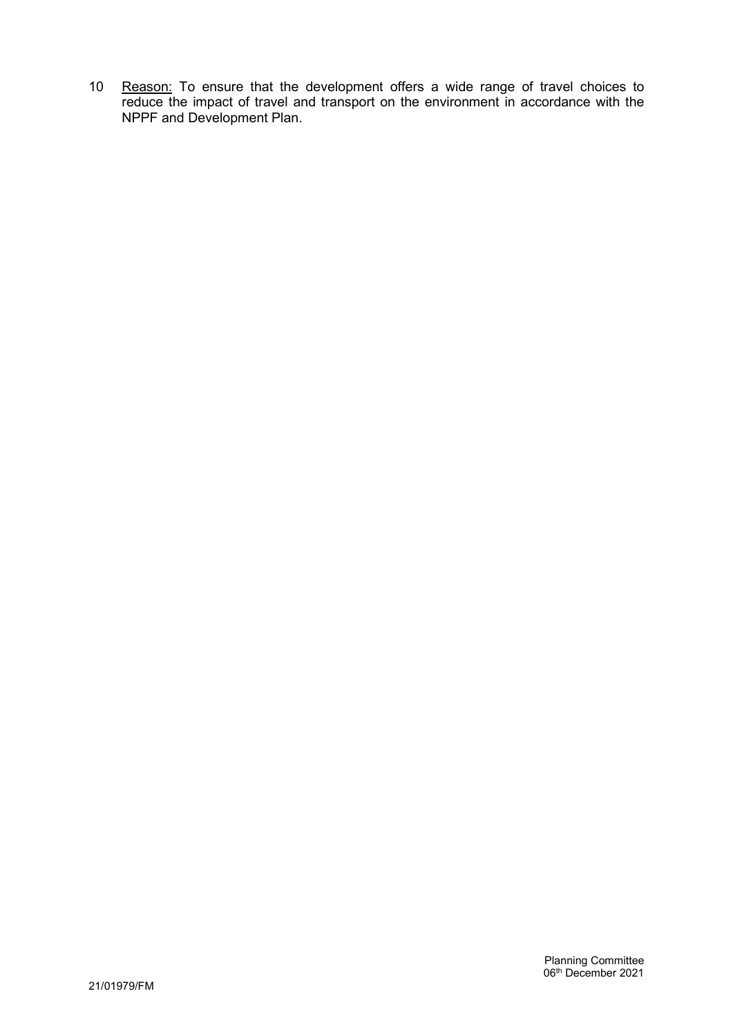10 Reason: To ensure that the development offers a wide range of travel choices to reduce the impact of travel and transport on the environment in accordance with the NPPF and Development Plan.